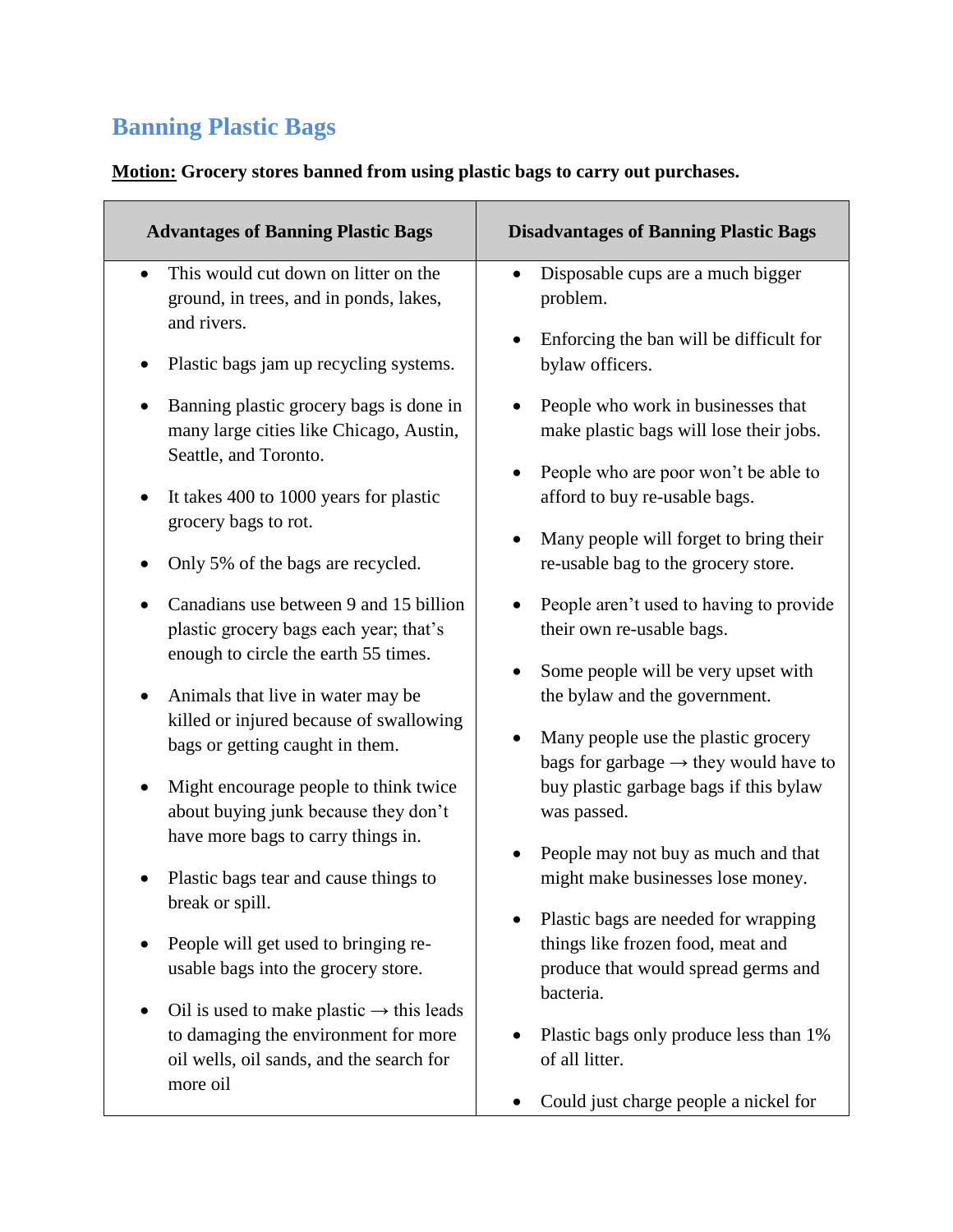## Banning Plastic Bags

**Motion:** **Grocery stores banned from using plastic bags to carry out purchases.**

| Advantages of Banning Plastic Bags | Disadvantages of Banning Plastic Bags |
| --- | --- |
| • This would cut down on litter on the ground, in trees, and in ponds, lakes, and rivers.<br>• Plastic bags jam up recycling systems.<br>• Banning plastic grocery bags is done in many large cities like Chicago, Austin, Seattle, and Toronto.<br>• It takes 400 to 1000 years for plastic grocery bags to rot.<br>• Only 5% of the bags are recycled.<br>• Canadians use between 9 and 15 billion plastic grocery bags each year; that's enough to circle the earth 55 times.<br>• Animals that live in water may be killed or injured because of swallowing bags or getting caught in them.<br>• Might encourage people to think twice about buying junk because they don't have more bags to carry things in.<br>• Plastic bags tear and cause things to break or spill.<br>• People will get used to bringing re-usable bags into the grocery store.<br>• Oil is used to make plastic → this leads to damaging the environment for more oil wells, oil sands, and the search for more oil | • Disposable cups are a much bigger problem.<br>• Enforcing the ban will be difficult for bylaw officers.<br>• People who work in businesses that make plastic bags will lose their jobs.<br>• People who are poor won't be able to afford to buy re-usable bags.<br>• Many people will forget to bring their re-usable bag to the grocery store.<br>• People aren't used to having to provide their own re-usable bags.<br>• Some people will be very upset with the bylaw and the government.<br>• Many people use the plastic grocery bags for garbage → they would have to buy plastic garbage bags if this bylaw was passed.<br>• People may not buy as much and that might make businesses lose money.<br>• Plastic bags are needed for wrapping things like frozen food, meat and produce that would spread germs and bacteria.<br>• Plastic bags only produce less than 1% of all litter.<br>• Could just charge people a nickel for |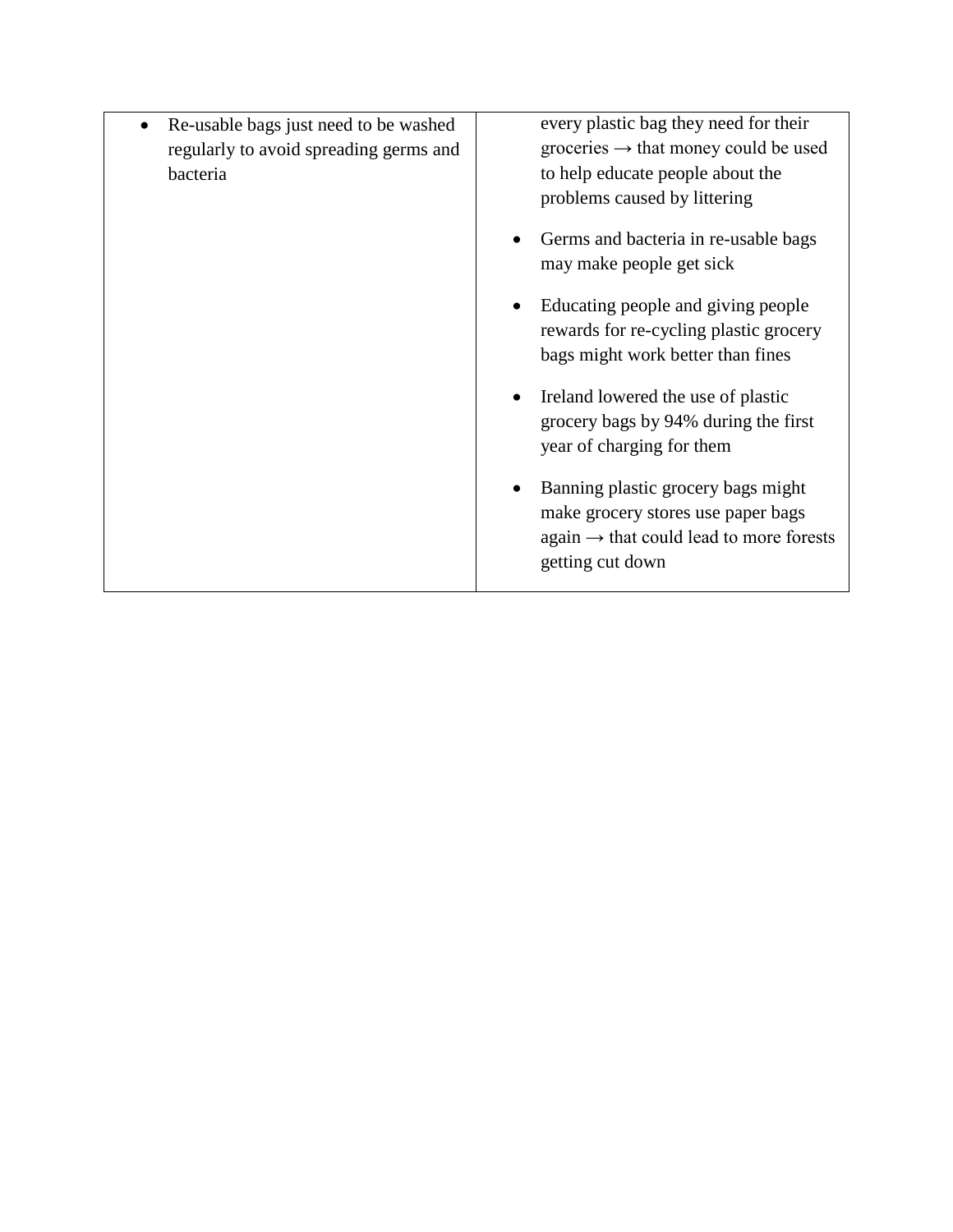| | |
|---|---|
| • Re-usable bags just need to be washed regularly to avoid spreading germs and bacteria | every plastic bag they need for their groceries → that money could be used to help educate people about the problems caused by littering<br><br>• Germs and bacteria in re-usable bags may make people get sick<br><br>• Educating people and giving people rewards for re-cycling plastic grocery bags might work better than fines<br><br>• Ireland lowered the use of plastic grocery bags by 94% during the first year of charging for them<br><br>• Banning plastic grocery bags might make grocery stores use paper bags again → that could lead to more forests getting cut down |